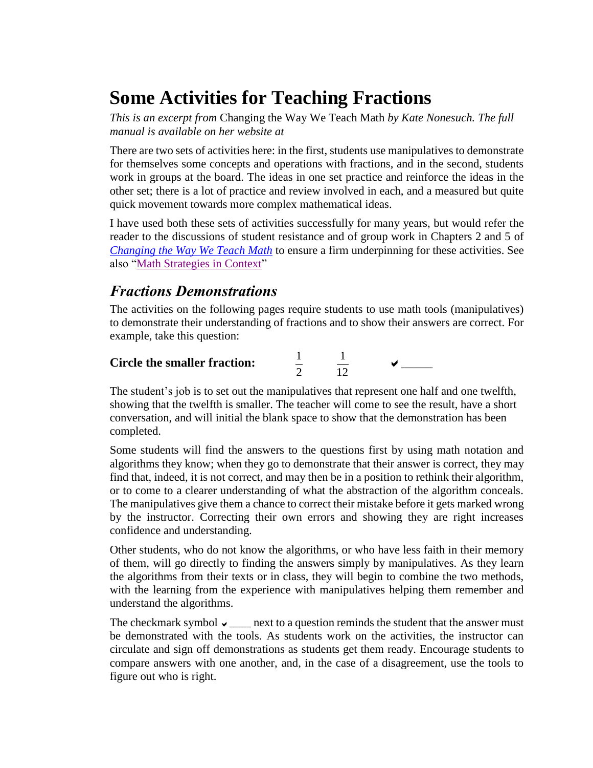# Some Activities for Teaching Fractions

*This is an excerpt from* Changing the Way We Teach Math *by Kate Nonesuch. The full manual is available on her website at*

There are two sets of activities here: in the first, students use manipulatives to demonstrate for themselves some concepts and operations with fractions, and in the second, students work in groups at the board. The ideas in one set practice and reinforce the ideas in the other set; there is a lot of practice and review involved in each, and a measured but quite quick movement towards more complex mathematical ideas.

I have used both these sets of activities successfully for many years, but would refer the reader to the discussions of student resistance and of group work in Chapters 2 and 5 of *Changing the Way We Teach Math* to ensure a firm underpinning for these activities. See also "Math Strategies in Context"

## *Fractions Demonstrations*

The activities on the following pages require students to use math tools (manipulatives) to demonstrate their understanding of fractions and to show their answers are correct. For example, take this question:

**Circle the smaller fraction:** $\frac{1}{2}$ $\frac{1}{12}$ ✔ _____

The student's job is to set out the manipulatives that represent one half and one twelfth, showing that the twelfth is smaller. The teacher will come to see the result, have a short conversation, and will initial the blank space to show that the demonstration has been completed.

Some students will find the answers to the questions first by using math notation and algorithms they know; when they go to demonstrate that their answer is correct, they may find that, indeed, it is not correct, and may then be in a position to rethink their algorithm, or to come to a clearer understanding of what the abstraction of the algorithm conceals. The manipulatives give them a chance to correct their mistake before it gets marked wrong by the instructor. Correcting their own errors and showing they are right increases confidence and understanding.

Other students, who do not know the algorithms, or who have less faith in their memory of them, will go directly to finding the answers simply by manipulatives. As they learn the algorithms from their texts or in class, they will begin to combine the two methods, with the learning from the experience with manipulatives helping them remember and understand the algorithms.

The checkmark symbol ✔ ____ next to a question reminds the student that the answer must be demonstrated with the tools. As students work on the activities, the instructor can circulate and sign off demonstrations as students get them ready. Encourage students to compare answers with one another, and, in the case of a disagreement, use the tools to figure out who is right.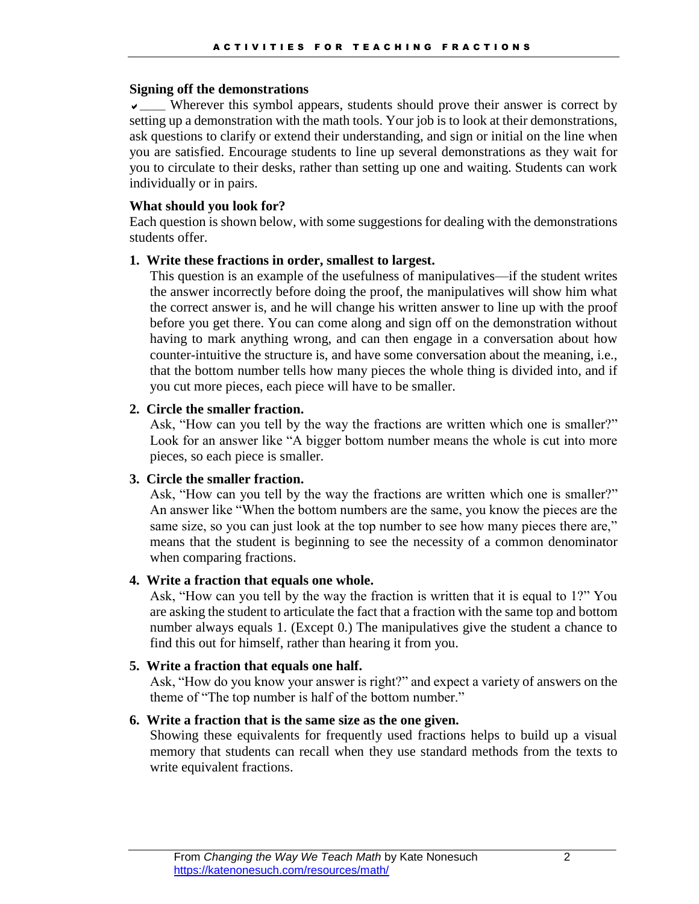**Signing off the demonstrations**

✔____ Wherever this symbol appears, students should prove their answer is correct by setting up a demonstration with the math tools. Your job is to look at their demonstrations, ask questions to clarify or extend their understanding, and sign or initial on the line when you are satisfied. Encourage students to line up several demonstrations as they wait for you to circulate to their desks, rather than setting up one and waiting. Students can work individually or in pairs.

**What should you look for?**

Each question is shown below, with some suggestions for dealing with the demonstrations students offer.

1. **Write these fractions in order, smallest to largest.**

   This question is an example of the usefulness of manipulatives—if the student writes the answer incorrectly before doing the proof, the manipulatives will show him what the correct answer is, and he will change his written answer to line up with the proof before you get there. You can come along and sign off on the demonstration without having to mark anything wrong, and can then engage in a conversation about how counter-intuitive the structure is, and have some conversation about the meaning, i.e., that the bottom number tells how many pieces the whole thing is divided into, and if you cut more pieces, each piece will have to be smaller.

2. **Circle the smaller fraction.**

   Ask, "How can you tell by the way the fractions are written which one is smaller?" Look for an answer like "A bigger bottom number means the whole is cut into more pieces, so each piece is smaller.

3. **Circle the smaller fraction.**

   Ask, "How can you tell by the way the fractions are written which one is smaller?" An answer like "When the bottom numbers are the same, you know the pieces are the same size, so you can just look at the top number to see how many pieces there are," means that the student is beginning to see the necessity of a common denominator when comparing fractions.

4. **Write a fraction that equals one whole.**

   Ask, "How can you tell by the way the fraction is written that it is equal to 1?" You are asking the student to articulate the fact that a fraction with the same top and bottom number always equals 1. (Except 0.) The manipulatives give the student a chance to find this out for himself, rather than hearing it from you.

5. **Write a fraction that equals one half.**

   Ask, "How do you know your answer is right?" and expect a variety of answers on the theme of "The top number is half of the bottom number."

6. **Write a fraction that is the same size as the one given.**

   Showing these equivalents for frequently used fractions helps to build up a visual memory that students can recall when they use standard methods from the texts to write equivalent fractions.

From *Changing the Way We Teach Math* by Kate Nonesuch
https://katenonesuch.com/resources/math/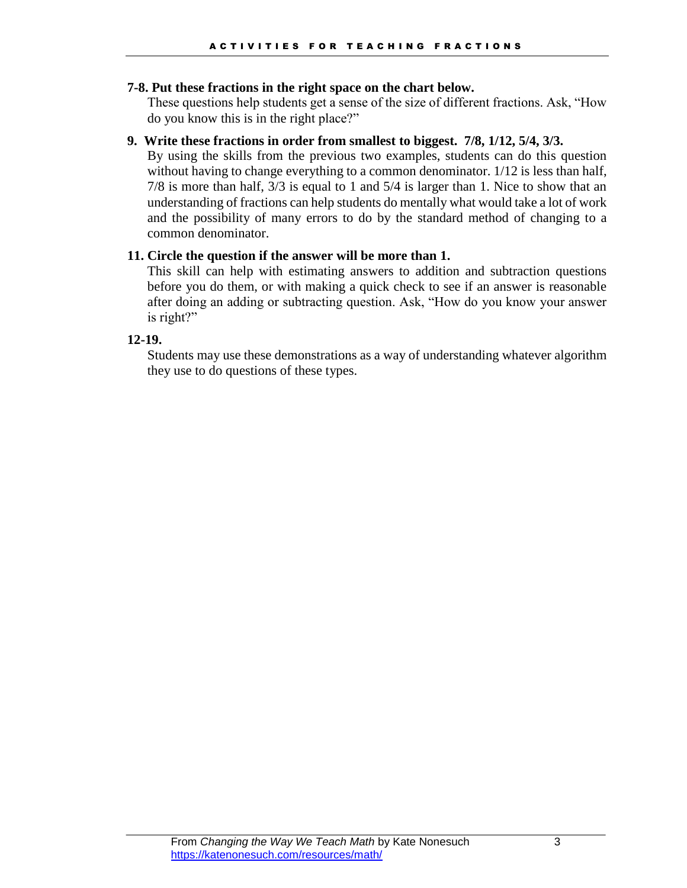**7-8. Put these fractions in the right space on the chart below.**

These questions help students get a sense of the size of different fractions. Ask, "How do you know this is in the right place?"

**9. Write these fractions in order from smallest to biggest. 7/8, 1/12, 5/4, 3/3.**

By using the skills from the previous two examples, students can do this question without having to change everything to a common denominator. 1/12 is less than half, 7/8 is more than half, 3/3 is equal to 1 and 5/4 is larger than 1. Nice to show that an understanding of fractions can help students do mentally what would take a lot of work and the possibility of many errors to do by the standard method of changing to a common denominator.

**11. Circle the question if the answer will be more than 1.**

This skill can help with estimating answers to addition and subtraction questions before you do them, or with making a quick check to see if an answer is reasonable after doing an adding or subtracting question. Ask, "How do you know your answer is right?"

**12-19.**

Students may use these demonstrations as a way of understanding whatever algorithm they use to do questions of these types.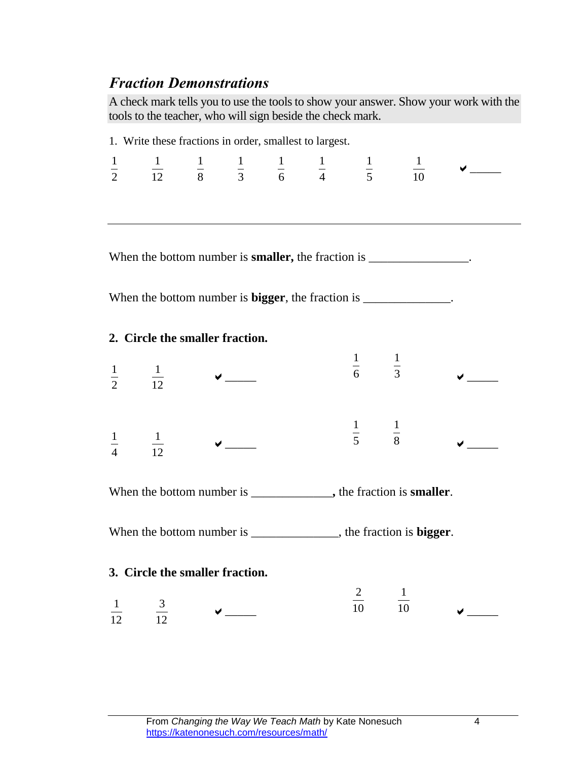## *Fraction Demonstrations*

A check mark tells you to use the tools to show your answer. Show your work with the tools to the teacher, who will sign beside the check mark.

1. Write these fractions in order, smallest to largest.

$\frac{1}{2}$ $\frac{1}{12}$ $\frac{1}{8}$ $\frac{1}{3}$ $\frac{1}{6}$ $\frac{1}{4}$ $\frac{1}{5}$ $\frac{1}{10}$ ✔ _____

---

When the bottom number is **smaller,** the fraction is ________________.

When the bottom number is **bigger**, the fraction is ______________.

**2. Circle the smaller fraction.**

$\frac{1}{2}$ $\frac{1}{12}$ ✔ _____ $\frac{1}{6}$ $\frac{1}{3}$ ✔ _____

$\frac{1}{4}$ $\frac{1}{12}$ ✔ _____ $\frac{1}{5}$ $\frac{1}{8}$ ✔ _____

When the bottom number is _____________**,** the fraction is **smaller**.

When the bottom number is ______________, the fraction is **bigger**.

**3. Circle the smaller fraction.**

$\frac{1}{12}$ $\frac{3}{12}$ ✔ _____ $\frac{2}{10}$ $\frac{1}{10}$ ✔ _____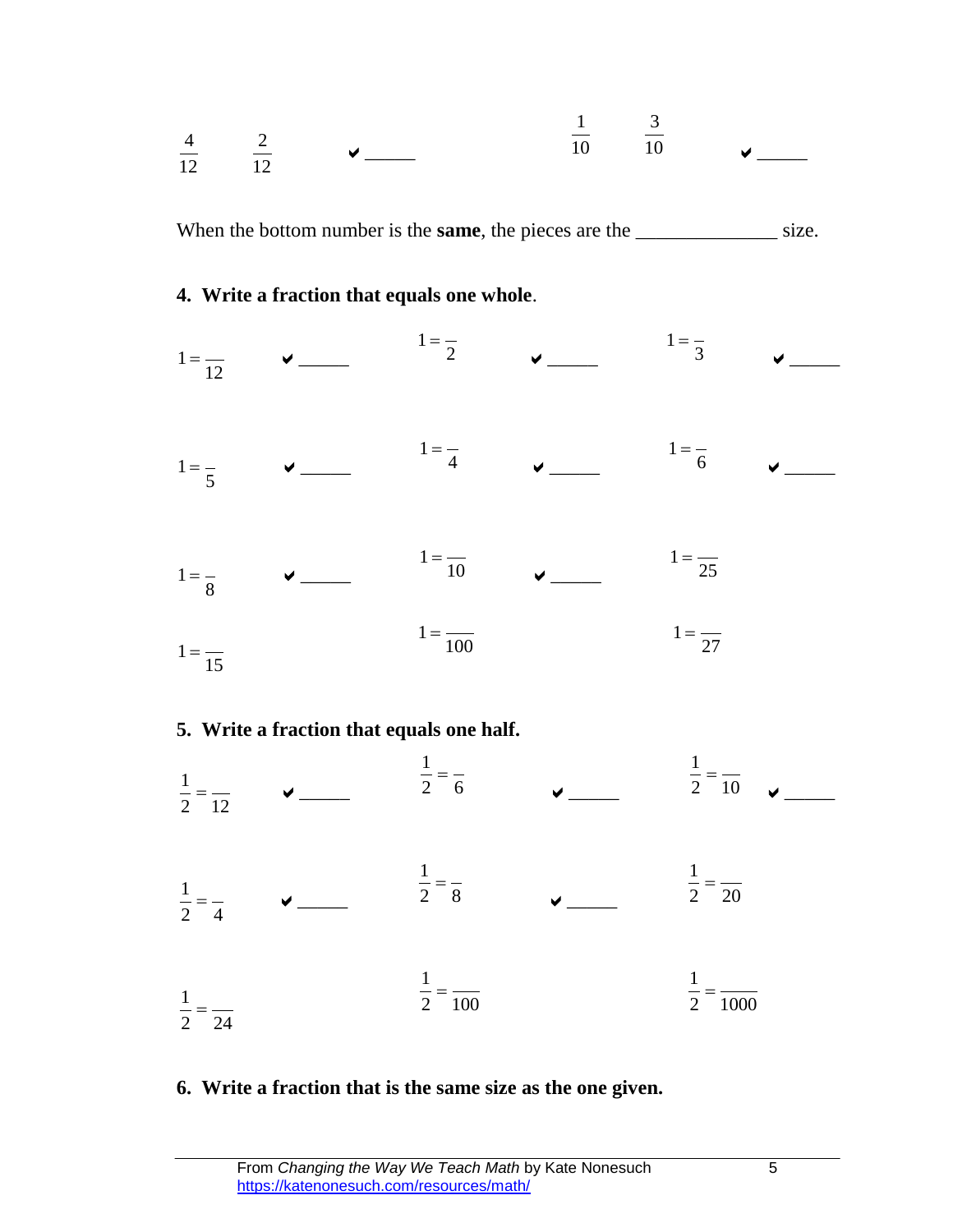$\frac{4}{12}$ $\frac{2}{12}$ ✔ _____ $\frac{1}{10}$ $\frac{3}{10}$ ✔ _____

When the bottom number is the **same**, the pieces are the ______________ size.

**4. Write a fraction that equals one whole**.

$1 = \frac{\phantom{00}}{12}$ ✔ _____ $1 = \frac{\phantom{0}}{2}$ ✔ _____ $1 = \frac{\phantom{0}}{3}$ ✔ _____

$1 = \frac{\phantom{0}}{5}$ ✔ _____ $1 = \frac{\phantom{0}}{4}$ ✔ _____ $1 = \frac{\phantom{0}}{6}$ ✔ _____

$1 = \frac{\phantom{0}}{8}$ ✔ _____ $1 = \frac{\phantom{00}}{10}$ ✔ _____ $1 = \frac{\phantom{00}}{25}$

$1 = \frac{\phantom{00}}{15}$ $1 = \frac{\phantom{000}}{100}$ $1 = \frac{\phantom{00}}{27}$

**5. Write a fraction that equals one half.**

$\frac{1}{2} = \frac{\phantom{00}}{12}$ ✔ _____ $\frac{1}{2} = \frac{\phantom{0}}{6}$ ✔ _____ $\frac{1}{2} = \frac{\phantom{00}}{10}$ ✔ _____

$\frac{1}{2} = \frac{\phantom{0}}{4}$ ✔ _____ $\frac{1}{2} = \frac{\phantom{0}}{8}$ ✔ _____ $\frac{1}{2} = \frac{\phantom{00}}{20}$

$\frac{1}{2} = \frac{\phantom{00}}{24}$ $\frac{1}{2} = \frac{\phantom{000}}{100}$ $\frac{1}{2} = \frac{\phantom{0000}}{1000}$

**6. Write a fraction that is the same size as the one given.**

From *Changing the Way We Teach Math* by Kate Nonesuch
https://katenonesuch.com/resources/math/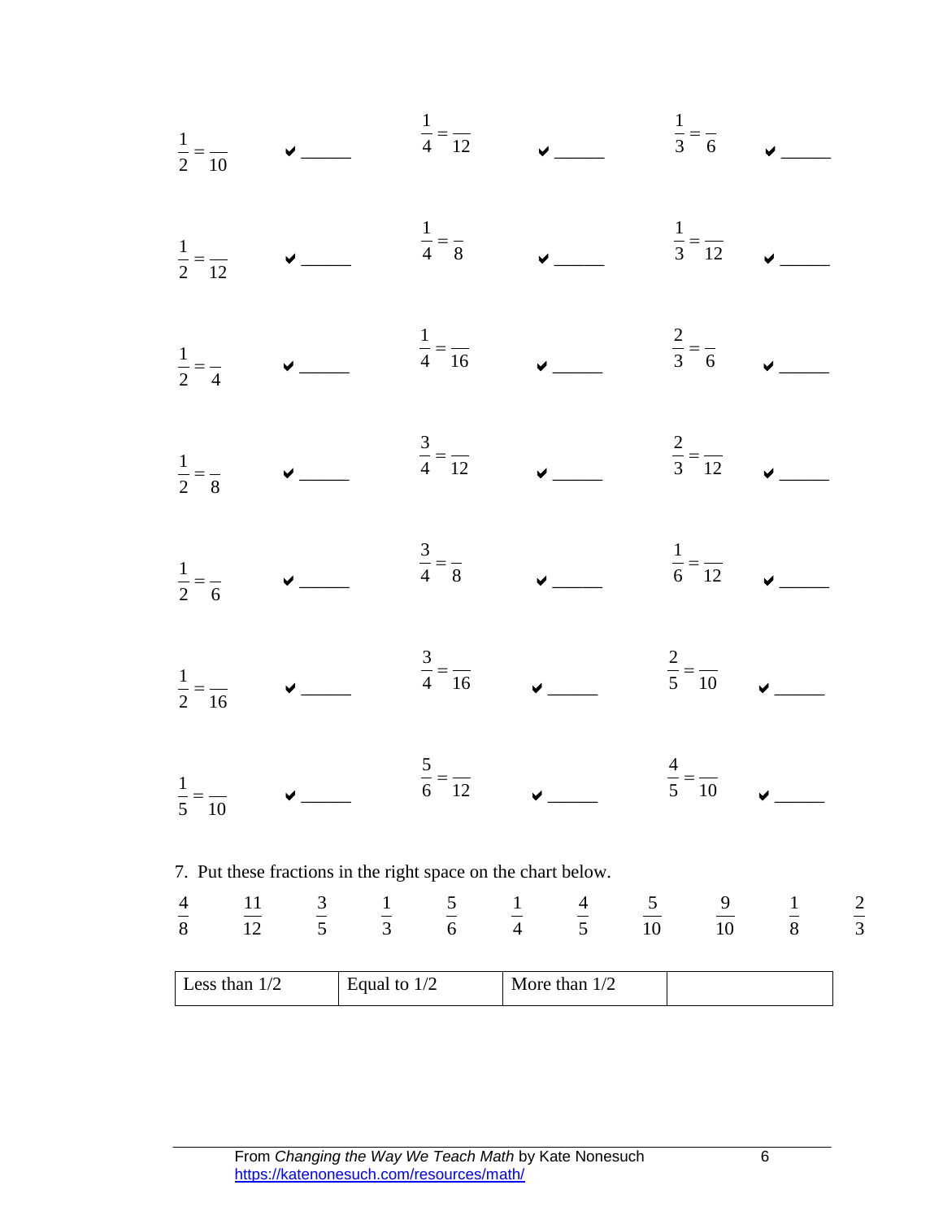$\frac{1}{2} = \frac{\quad}{10}$ ✔ ______ $\frac{1}{4} = \frac{\quad}{12}$ ✔ ______ $\frac{1}{3} = \frac{\quad}{6}$ ✔ ______

$\frac{1}{2} = \frac{\quad}{12}$ ✔ ______ $\frac{1}{4} = \frac{\quad}{8}$ ✔ ______ $\frac{1}{3} = \frac{\quad}{12}$ ✔ ______

$\frac{1}{2} = \frac{\quad}{4}$ ✔ ______ $\frac{1}{4} = \frac{\quad}{16}$ ✔ ______ $\frac{2}{3} = \frac{\quad}{6}$ ✔ ______

$\frac{1}{2} = \frac{\quad}{8}$ ✔ ______ $\frac{3}{4} = \frac{\quad}{12}$ ✔ ______ $\frac{2}{3} = \frac{\quad}{12}$ ✔ ______

$\frac{1}{2} = \frac{\quad}{6}$ ✔ ______ $\frac{3}{4} = \frac{\quad}{8}$ ✔ ______ $\frac{1}{6} = \frac{\quad}{12}$ ✔ ______

$\frac{1}{2} = \frac{\quad}{16}$ ✔ ______ $\frac{3}{4} = \frac{\quad}{16}$ ✔ ______ $\frac{2}{5} = \frac{\quad}{10}$ ✔ ______

$\frac{1}{5} = \frac{\quad}{10}$ ✔ ______ $\frac{5}{6} = \frac{\quad}{12}$ ✔ ______ $\frac{4}{5} = \frac{\quad}{10}$ ✔ ______

7. Put these fractions in the right space on the chart below.

$\frac{4}{8}$ $\frac{11}{12}$ $\frac{3}{5}$ $\frac{1}{3}$ $\frac{5}{6}$ $\frac{1}{4}$ $\frac{4}{5}$ $\frac{5}{10}$ $\frac{9}{10}$ $\frac{1}{8}$ $\frac{2}{3}$

| Less than 1/2 | Equal to 1/2 | More than 1/2 | |
|---|---|---|---|

From *Changing the Way We Teach Math* by Kate Nonesuch
https://katenonesuch.com/resources/math/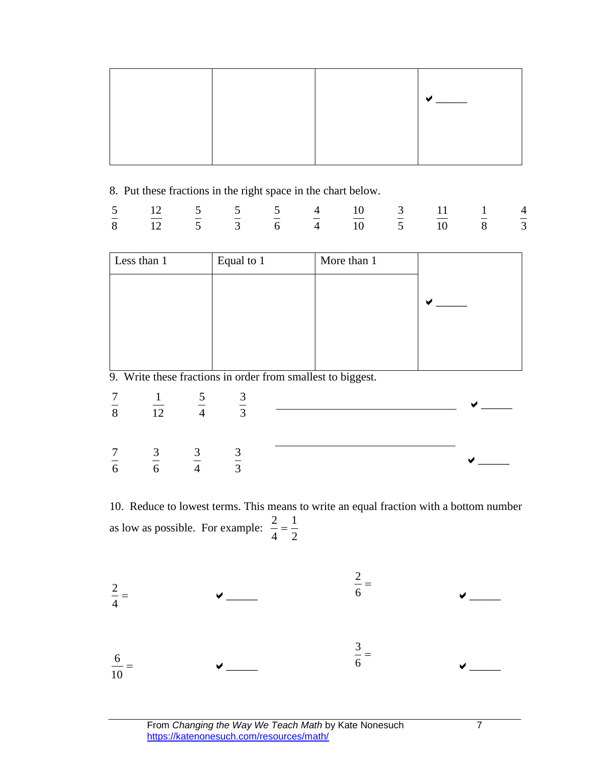| | | | ✔ ______ |
|---|---|---|---|
| | | | |

8. Put these fractions in the right space in the chart below.

$\frac{5}{8}$ $\frac{12}{12}$ $\frac{5}{5}$ $\frac{5}{3}$ $\frac{5}{6}$ $\frac{4}{4}$ $\frac{10}{10}$ $\frac{3}{5}$ $\frac{11}{10}$ $\frac{1}{8}$ $\frac{4}{3}$

| Less than 1 | Equal to 1 | More than 1 | |
|---|---|---|---|
| | | | ✔ ______ |

9. Write these fractions in order from smallest to biggest.

$\frac{7}{8}$ $\frac{1}{12}$ $\frac{5}{4}$ $\frac{3}{3}$ ________________________________ ✔ ______

$\frac{7}{6}$ $\frac{3}{6}$ $\frac{3}{4}$ $\frac{3}{3}$ ________________________________ ✔ ______

10. Reduce to lowest terms. This means to write an equal fraction with a bottom number as low as possible. For example: $\frac{2}{4} = \frac{1}{2}$

$\frac{2}{4} =$ ✔ ______ $\frac{2}{6} =$ ✔ ______

$\frac{6}{10} =$ ✔ ______ $\frac{3}{6} =$ ✔ ______

From *Changing the Way We Teach Math* by Kate Nonesuch
https://katenonesuch.com/resources/math/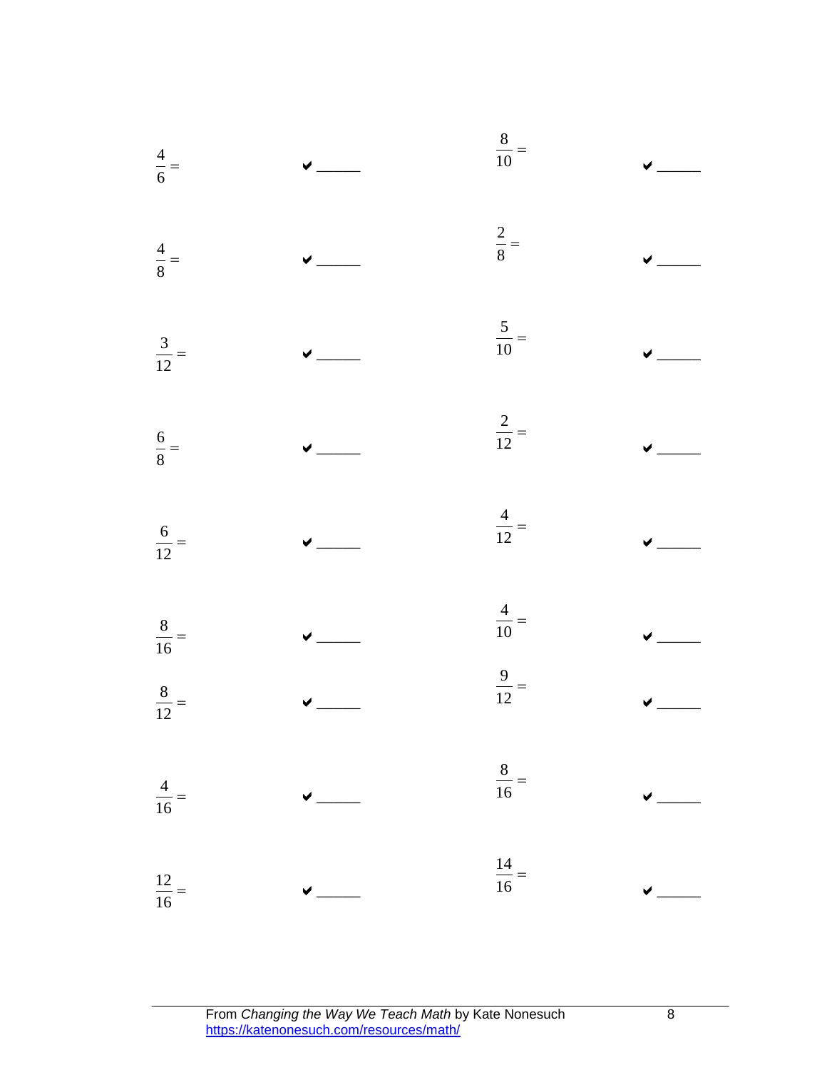$\frac{4}{6} =$ ✔ ______ $\frac{8}{10} =$ ✔ ______

$\frac{4}{8} =$ ✔ ______ $\frac{2}{8} =$ ✔ ______

$\frac{3}{12} =$ ✔ ______ $\frac{5}{10} =$ ✔ ______

$\frac{6}{8} =$ ✔ ______ $\frac{2}{12} =$ ✔ ______

$\frac{6}{12} =$ ✔ ______ $\frac{4}{12} =$ ✔ ______

$\frac{8}{16} =$ ✔ ______ $\frac{4}{10} =$ ✔ ______

$\frac{8}{12} =$ ✔ ______ $\frac{9}{12} =$ ✔ ______

$\frac{4}{16} =$ ✔ ______ $\frac{8}{16} =$ ✔ ______

$\frac{12}{16} =$ ✔ ______ $\frac{14}{16} =$ ✔ ______

From *Changing the Way We Teach Math* by Kate Nonesuch
https://katenonesuch.com/resources/math/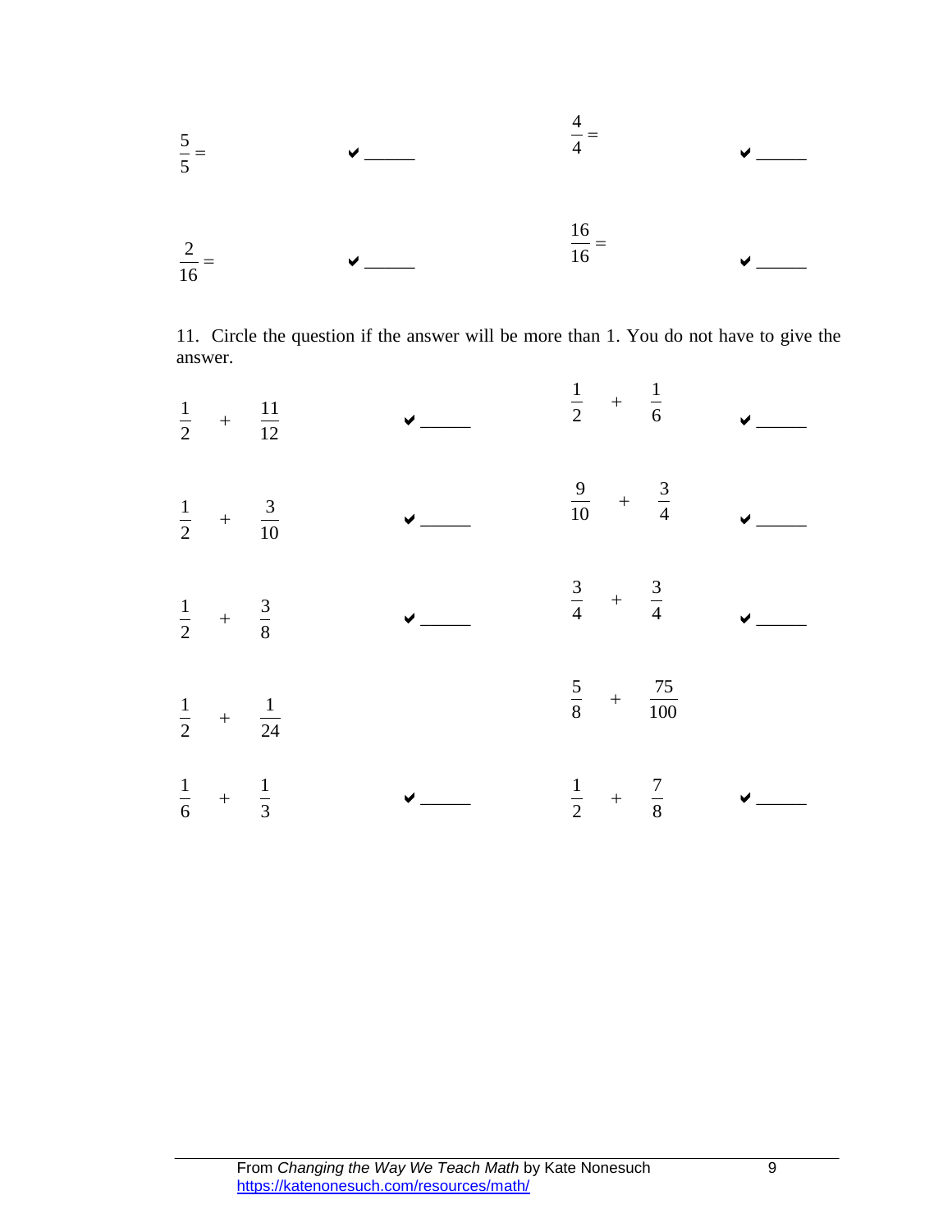$\frac{5}{5} =$ ✔ _____

$\frac{4}{4} =$ ✔ _____

$\frac{2}{16} =$ ✔ _____

$\frac{16}{16} =$ ✔ _____

11. Circle the question if the answer will be more than 1. You do not have to give the answer.

$\frac{1}{2} + \frac{11}{12}$ ✔ _____

$\frac{1}{2} + \frac{1}{6}$ ✔ _____

$\frac{1}{2} + \frac{3}{10}$ ✔ _____

$\frac{9}{10} + \frac{3}{4}$ ✔ _____

$\frac{1}{2} + \frac{3}{8}$ ✔ _____

$\frac{3}{4} + \frac{3}{4}$ ✔ _____

$\frac{1}{2} + \frac{1}{24}$

$\frac{5}{8} + \frac{75}{100}$

$\frac{1}{6} + \frac{1}{3}$ ✔ _____

$\frac{1}{2} + \frac{7}{8}$ ✔ _____

From *Changing the Way We Teach Math* by Kate Nonesuch
https://katenonesuch.com/resources/math/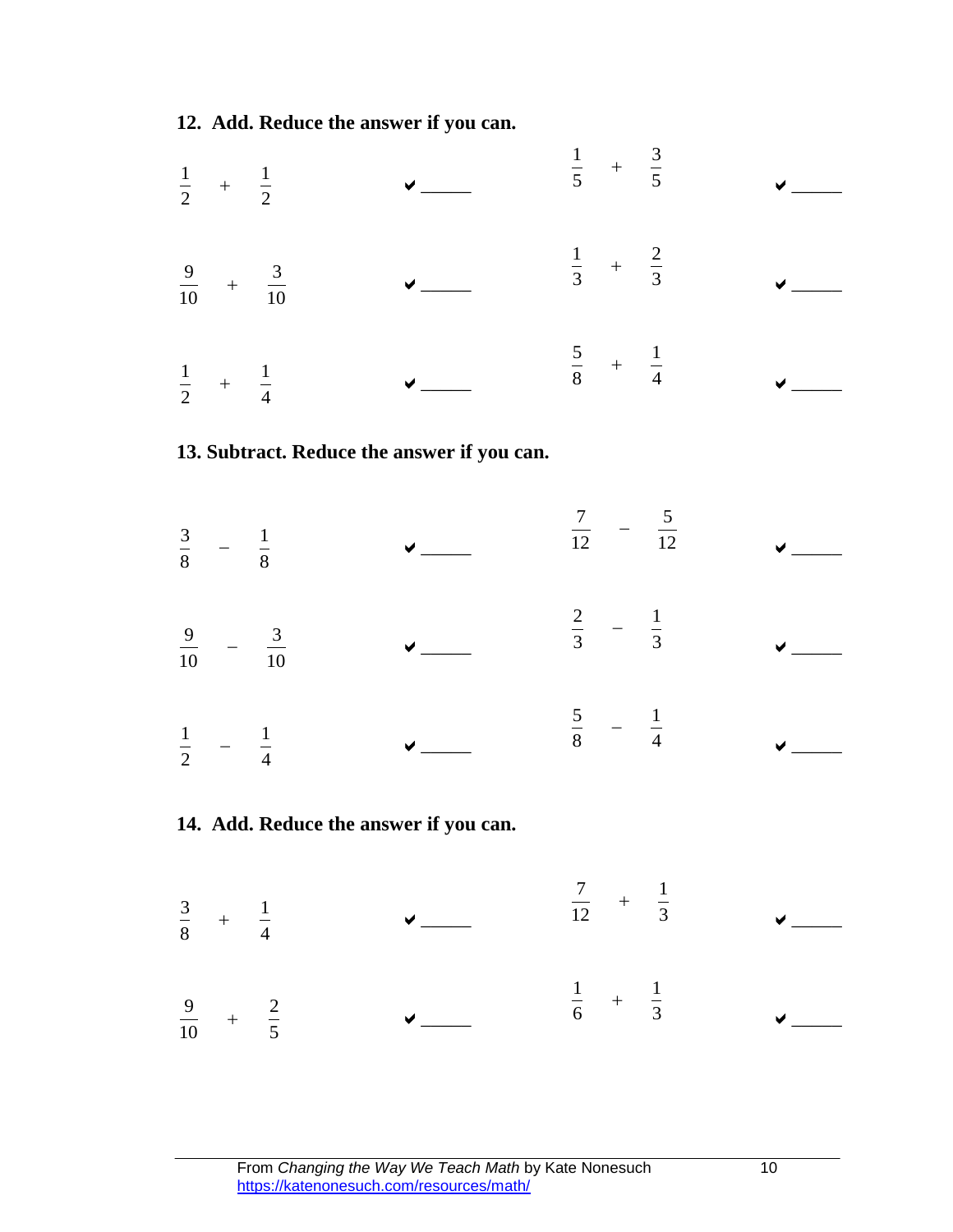**12. Add. Reduce the answer if you can.**

$\frac{1}{2} + \frac{1}{2}$ ✔ _____ $\frac{1}{5} + \frac{3}{5}$ ✔ _____

$\frac{9}{10} + \frac{3}{10}$ ✔ _____ $\frac{1}{3} + \frac{2}{3}$ ✔ _____

$\frac{1}{2} + \frac{1}{4}$ ✔ _____ $\frac{5}{8} + \frac{1}{4}$ ✔ _____

**13. Subtract. Reduce the answer if you can.**

$\frac{3}{8} - \frac{1}{8}$ ✔ _____ $\frac{7}{12} - \frac{5}{12}$ ✔ _____

$\frac{9}{10} - \frac{3}{10}$ ✔ _____ $\frac{2}{3} - \frac{1}{3}$ ✔ _____

$\frac{1}{2} - \frac{1}{4}$ ✔ _____ $\frac{5}{8} - \frac{1}{4}$ ✔ _____

**14. Add. Reduce the answer if you can.**

$\frac{3}{8} + \frac{1}{4}$ ✔ _____ $\frac{7}{12} + \frac{1}{3}$ ✔ _____

$\frac{9}{10} + \frac{2}{5}$ ✔ _____ $\frac{1}{6} + \frac{1}{3}$ ✔ _____

From *Changing the Way We Teach Math* by Kate Nonesuch
https://katenonesuch.com/resources/math/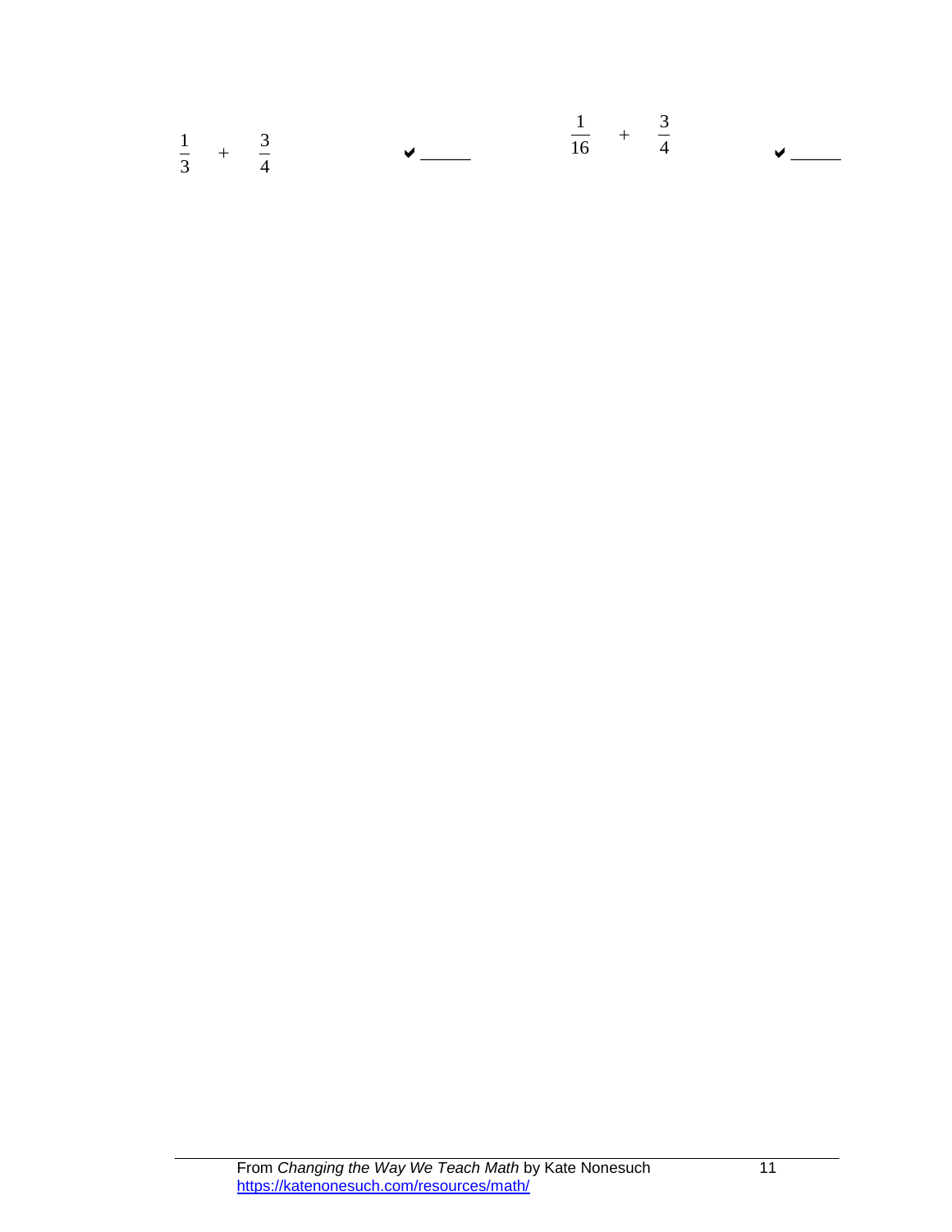$\frac{1}{3} + \frac{3}{4}$ ✔ ______

$\frac{1}{16} + \frac{3}{4}$ ✔ ______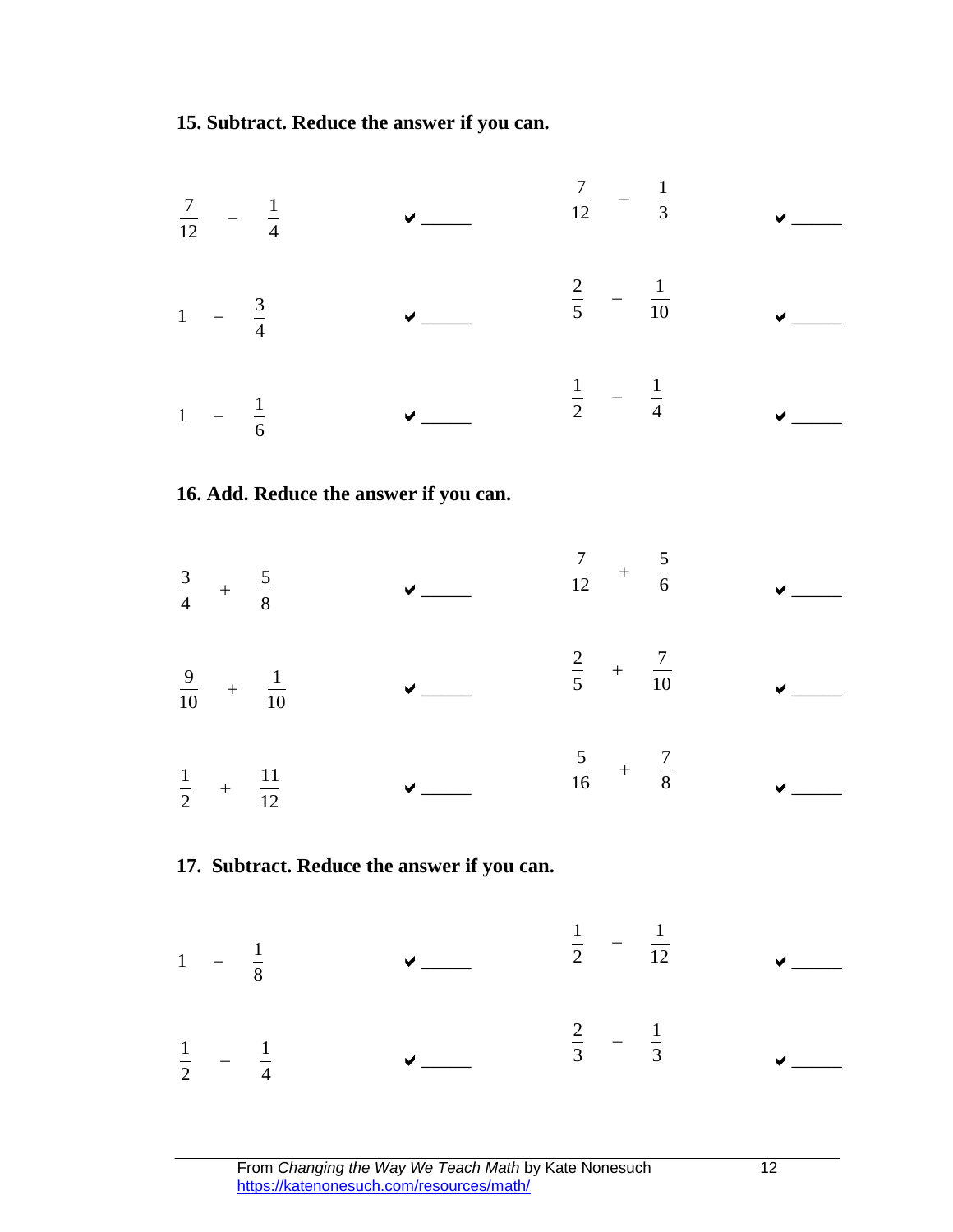**15. Subtract. Reduce the answer if you can.**

$\frac{7}{12} - \frac{1}{4}$ ✔ ______ $\frac{7}{12} - \frac{1}{3}$ ✔ ______

$1 - \frac{3}{4}$ ✔ ______ $\frac{2}{5} - \frac{1}{10}$ ✔ ______

$1 - \frac{1}{6}$ ✔ ______ $\frac{1}{2} - \frac{1}{4}$ ✔ ______

**16. Add. Reduce the answer if you can.**

$\frac{3}{4} + \frac{5}{8}$ ✔ ______ $\frac{7}{12} + \frac{5}{6}$ ✔ ______

$\frac{9}{10} + \frac{1}{10}$ ✔ ______ $\frac{2}{5} + \frac{7}{10}$ ✔ ______

$\frac{1}{2} + \frac{11}{12}$ ✔ ______ $\frac{5}{16} + \frac{7}{8}$ ✔ ______

**17. Subtract. Reduce the answer if you can.**

$1 - \frac{1}{8}$ ✔ ______ $\frac{1}{2} - \frac{1}{12}$ ✔ ______

$\frac{1}{2} - \frac{1}{4}$ ✔ ______ $\frac{2}{3} - \frac{1}{3}$ ✔ ______

From *Changing the Way We Teach Math* by Kate Nonesuch
https://katenonesuch.com/resources/math/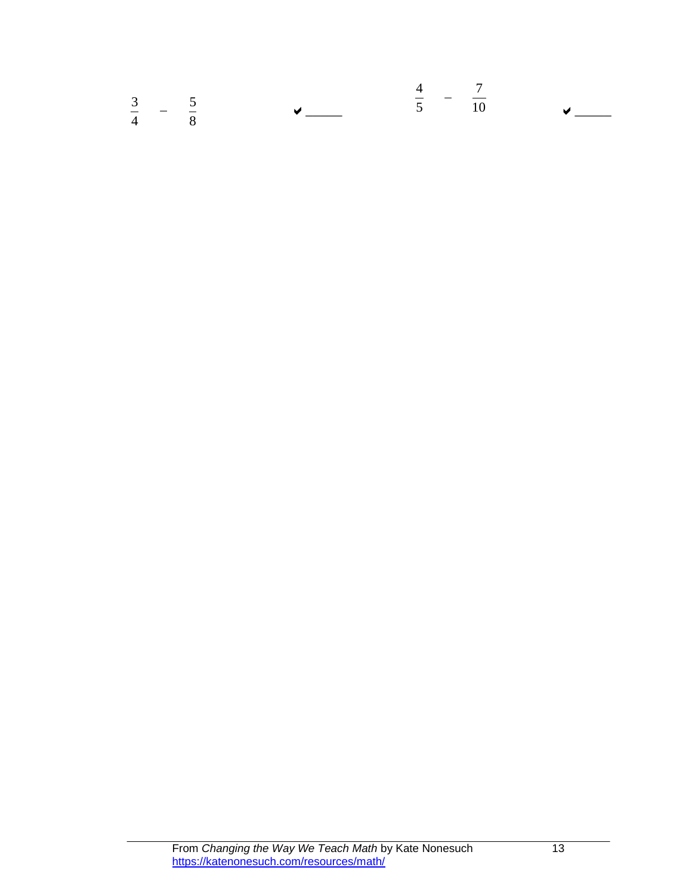$\frac{3}{4} \quad - \quad \frac{5}{8}$ ✔ ______

$\frac{4}{5} \quad - \quad \frac{7}{10}$ ✔ ______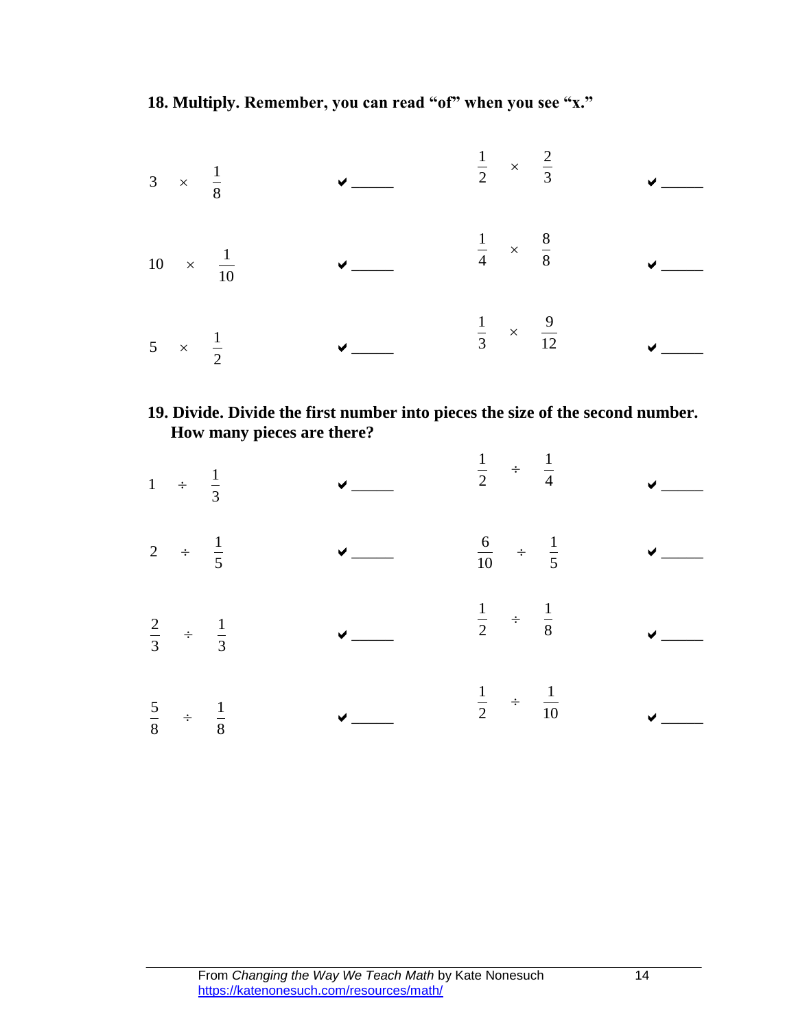**18. Multiply. Remember, you can read “of” when you see “x.”**

| | | | |
|---|---|---|---|
| $3 \times \frac{1}{8}$ | ✔ ______ | $\frac{1}{2} \times \frac{2}{3}$ | ✔ ______ |
| $10 \times \frac{1}{10}$ | ✔ ______ | $\frac{1}{4} \times \frac{8}{8}$ | ✔ ______ |
| $5 \times \frac{1}{2}$ | ✔ ______ | $\frac{1}{3} \times \frac{9}{12}$ | ✔ ______ |

**19. Divide. Divide the first number into pieces the size of the second number. How many pieces are there?**

| | | | |
|---|---|---|---|
| $1 \div \frac{1}{3}$ | ✔ ______ | $\frac{1}{2} \div \frac{1}{4}$ | ✔ ______ |
| $2 \div \frac{1}{5}$ | ✔ ______ | $\frac{6}{10} \div \frac{1}{5}$ | ✔ ______ |
| $\frac{2}{3} \div \frac{1}{3}$ | ✔ ______ | $\frac{1}{2} \div \frac{1}{8}$ | ✔ ______ |
| $\frac{5}{8} \div \frac{1}{8}$ | ✔ ______ | $\frac{1}{2} \div \frac{1}{10}$ | ✔ ______ |

From *Changing the Way We Teach Math* by Kate Nonesuch
https://katenonesuch.com/resources/math/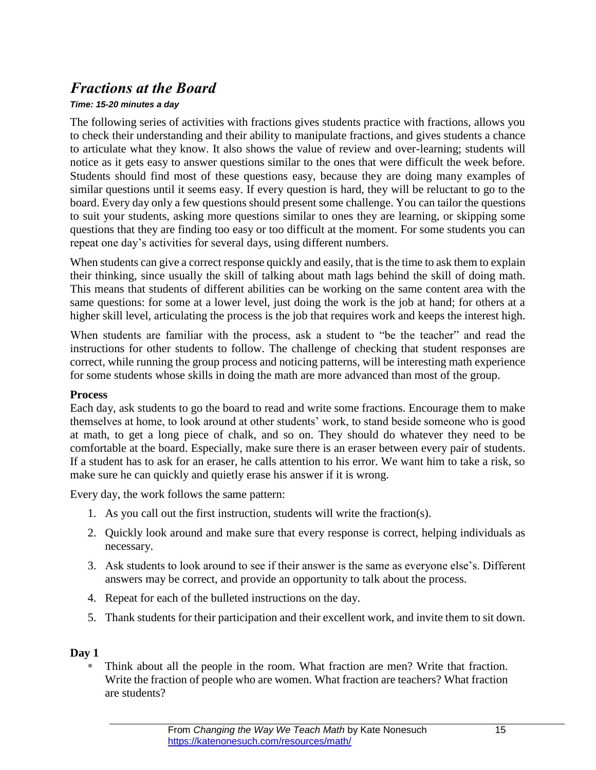## *Fractions at the Board*

***Time: 15-20 minutes a day***

The following series of activities with fractions gives students practice with fractions, allows you to check their understanding and their ability to manipulate fractions, and gives students a chance to articulate what they know. It also shows the value of review and over-learning; students will notice as it gets easy to answer questions similar to the ones that were difficult the week before. Students should find most of these questions easy, because they are doing many examples of similar questions until it seems easy. If every question is hard, they will be reluctant to go to the board. Every day only a few questions should present some challenge. You can tailor the questions to suit your students, asking more questions similar to ones they are learning, or skipping some questions that they are finding too easy or too difficult at the moment. For some students you can repeat one day's activities for several days, using different numbers.

When students can give a correct response quickly and easily, that is the time to ask them to explain their thinking, since usually the skill of talking about math lags behind the skill of doing math. This means that students of different abilities can be working on the same content area with the same questions: for some at a lower level, just doing the work is the job at hand; for others at a higher skill level, articulating the process is the job that requires work and keeps the interest high.

When students are familiar with the process, ask a student to "be the teacher" and read the instructions for other students to follow. The challenge of checking that student responses are correct, while running the group process and noticing patterns, will be interesting math experience for some students whose skills in doing the math are more advanced than most of the group.

**Process**

Each day, ask students to go the board to read and write some fractions. Encourage them to make themselves at home, to look around at other students' work, to stand beside someone who is good at math, to get a long piece of chalk, and so on. They should do whatever they need to be comfortable at the board. Especially, make sure there is an eraser between every pair of students. If a student has to ask for an eraser, he calls attention to his error. We want him to take a risk, so make sure he can quickly and quietly erase his answer if it is wrong.

Every day, the work follows the same pattern:

1. As you call out the first instruction, students will write the fraction(s).
2. Quickly look around and make sure that every response is correct, helping individuals as necessary.
3. Ask students to look around to see if their answer is the same as everyone else's. Different answers may be correct, and provide an opportunity to talk about the process.
4. Repeat for each of the bulleted instructions on the day.
5. Thank students for their participation and their excellent work, and invite them to sit down.

**Day 1**

- Think about all the people in the room. What fraction are men? Write that fraction. Write the fraction of people who are women. What fraction are teachers? What fraction are students?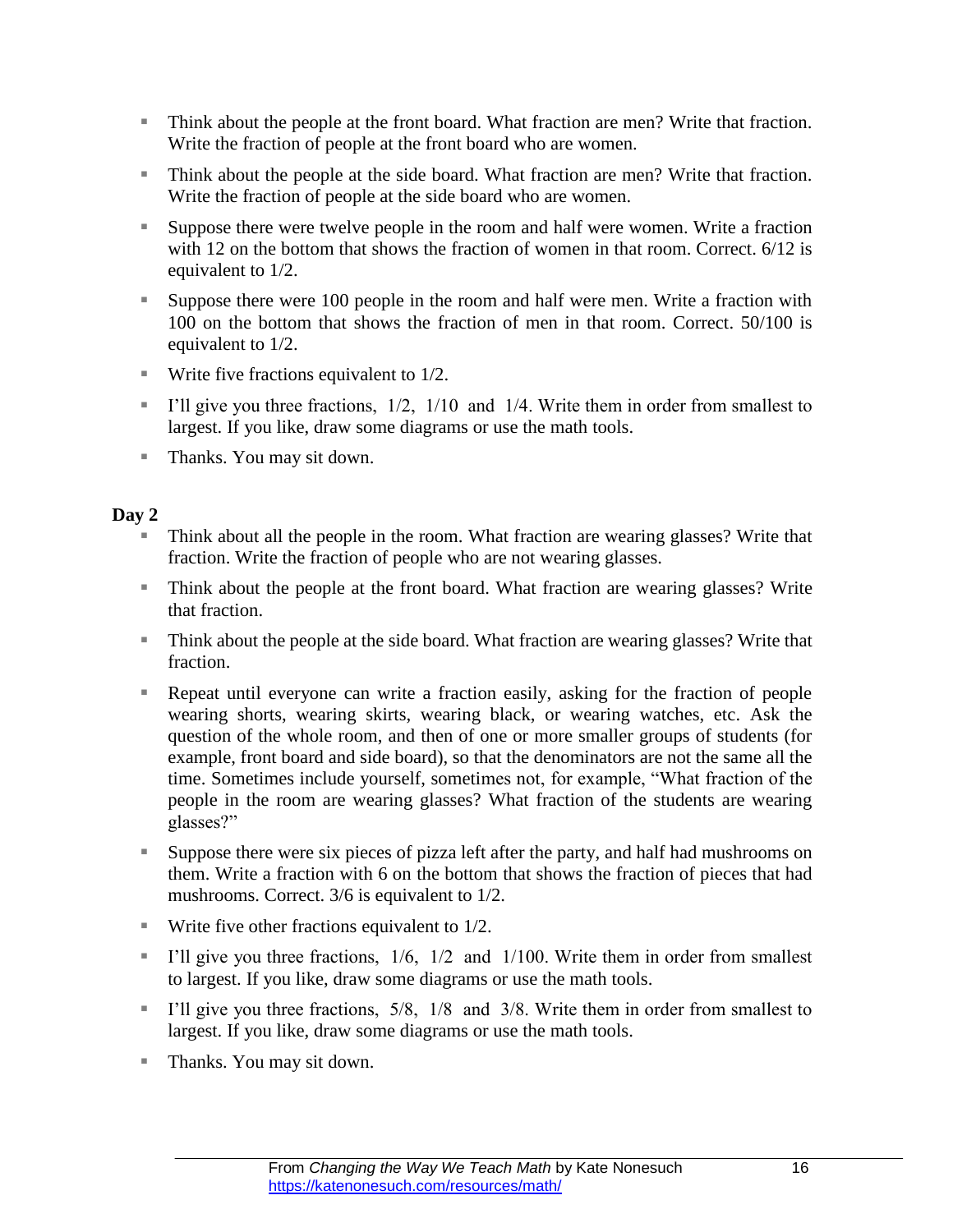- Think about the people at the front board. What fraction are men? Write that fraction. Write the fraction of people at the front board who are women.
- Think about the people at the side board. What fraction are men? Write that fraction. Write the fraction of people at the side board who are women.
- Suppose there were twelve people in the room and half were women. Write a fraction with 12 on the bottom that shows the fraction of women in that room. Correct. 6/12 is equivalent to 1/2.
- Suppose there were 100 people in the room and half were men. Write a fraction with 100 on the bottom that shows the fraction of men in that room. Correct. 50/100 is equivalent to 1/2.
- Write five fractions equivalent to 1/2.
- I'll give you three fractions, 1/2, 1/10 and 1/4. Write them in order from smallest to largest. If you like, draw some diagrams or use the math tools.
- Thanks. You may sit down.

**Day 2**

- Think about all the people in the room. What fraction are wearing glasses? Write that fraction. Write the fraction of people who are not wearing glasses.
- Think about the people at the front board. What fraction are wearing glasses? Write that fraction.
- Think about the people at the side board. What fraction are wearing glasses? Write that fraction.
- Repeat until everyone can write a fraction easily, asking for the fraction of people wearing shorts, wearing skirts, wearing black, or wearing watches, etc. Ask the question of the whole room, and then of one or more smaller groups of students (for example, front board and side board), so that the denominators are not the same all the time. Sometimes include yourself, sometimes not, for example, "What fraction of the people in the room are wearing glasses? What fraction of the students are wearing glasses?"
- Suppose there were six pieces of pizza left after the party, and half had mushrooms on them. Write a fraction with 6 on the bottom that shows the fraction of pieces that had mushrooms. Correct. 3/6 is equivalent to 1/2.
- Write five other fractions equivalent to 1/2.
- I'll give you three fractions, 1/6, 1/2 and 1/100. Write them in order from smallest to largest. If you like, draw some diagrams or use the math tools.
- I'll give you three fractions, 5/8, 1/8 and 3/8. Write them in order from smallest to largest. If you like, draw some diagrams or use the math tools.
- Thanks. You may sit down.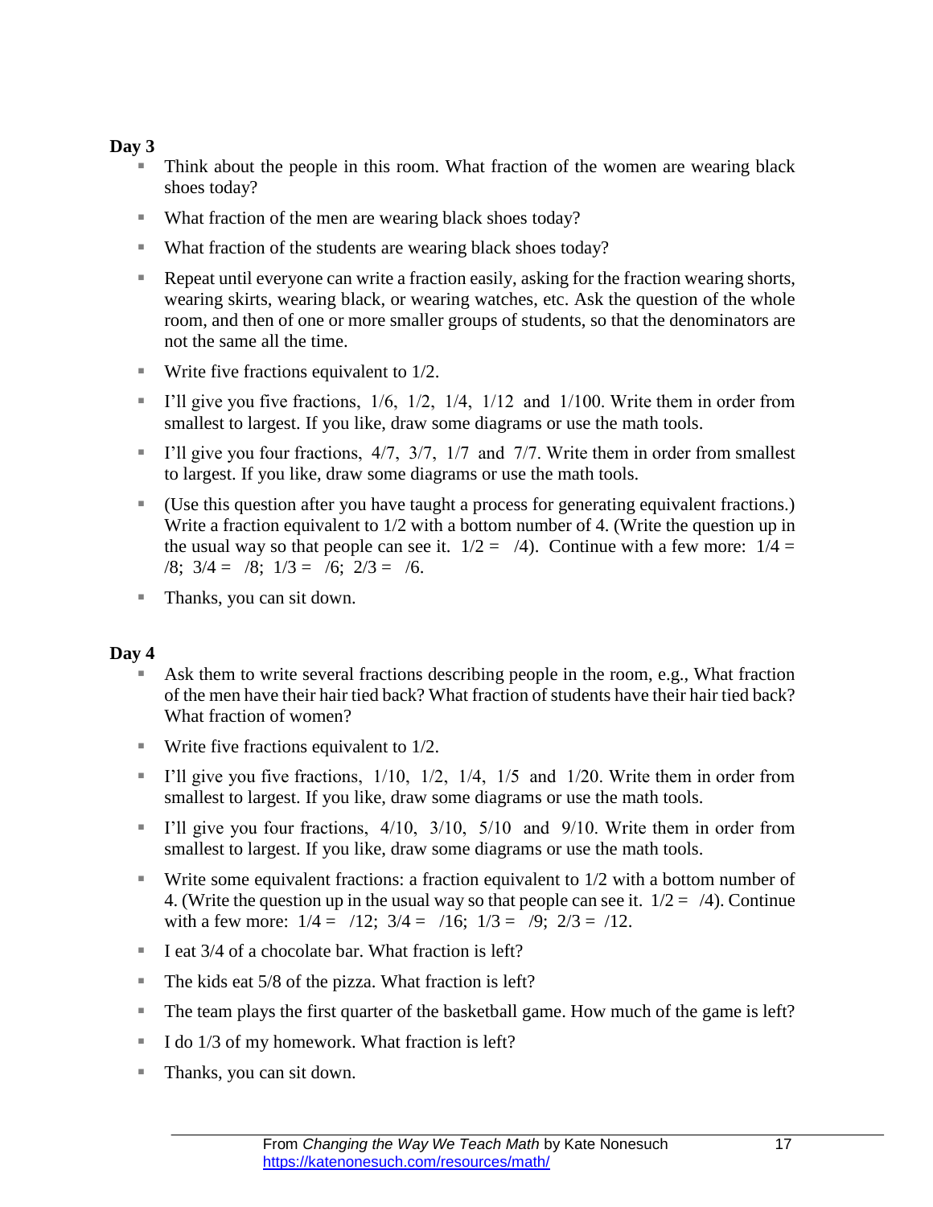**Day 3**

- Think about the people in this room. What fraction of the women are wearing black shoes today?
- What fraction of the men are wearing black shoes today?
- What fraction of the students are wearing black shoes today?
- Repeat until everyone can write a fraction easily, asking for the fraction wearing shorts, wearing skirts, wearing black, or wearing watches, etc. Ask the question of the whole room, and then of one or more smaller groups of students, so that the denominators are not the same all the time.
- Write five fractions equivalent to 1/2.
- I'll give you five fractions, 1/6, 1/2, 1/4, 1/12 and 1/100. Write them in order from smallest to largest. If you like, draw some diagrams or use the math tools.
- I'll give you four fractions, 4/7, 3/7, 1/7 and 7/7. Write them in order from smallest to largest. If you like, draw some diagrams or use the math tools.
- (Use this question after you have taught a process for generating equivalent fractions.) Write a fraction equivalent to 1/2 with a bottom number of 4. (Write the question up in the usual way so that people can see it. 1/2 = /4). Continue with a few more: 1/4 = /8; 3/4 = /8; 1/3 = /6; 2/3 = /6.
- Thanks, you can sit down.

**Day 4**

- Ask them to write several fractions describing people in the room, e.g., What fraction of the men have their hair tied back? What fraction of students have their hair tied back? What fraction of women?
- Write five fractions equivalent to 1/2.
- I'll give you five fractions, 1/10, 1/2, 1/4, 1/5 and 1/20. Write them in order from smallest to largest. If you like, draw some diagrams or use the math tools.
- I'll give you four fractions, 4/10, 3/10, 5/10 and 9/10. Write them in order from smallest to largest. If you like, draw some diagrams or use the math tools.
- Write some equivalent fractions: a fraction equivalent to 1/2 with a bottom number of 4. (Write the question up in the usual way so that people can see it. 1/2 = /4). Continue with a few more: 1/4 = /12; 3/4 = /16; 1/3 = /9; 2/3 = /12.
- I eat 3/4 of a chocolate bar. What fraction is left?
- The kids eat 5/8 of the pizza. What fraction is left?
- The team plays the first quarter of the basketball game. How much of the game is left?
- I do 1/3 of my homework. What fraction is left?
- Thanks, you can sit down.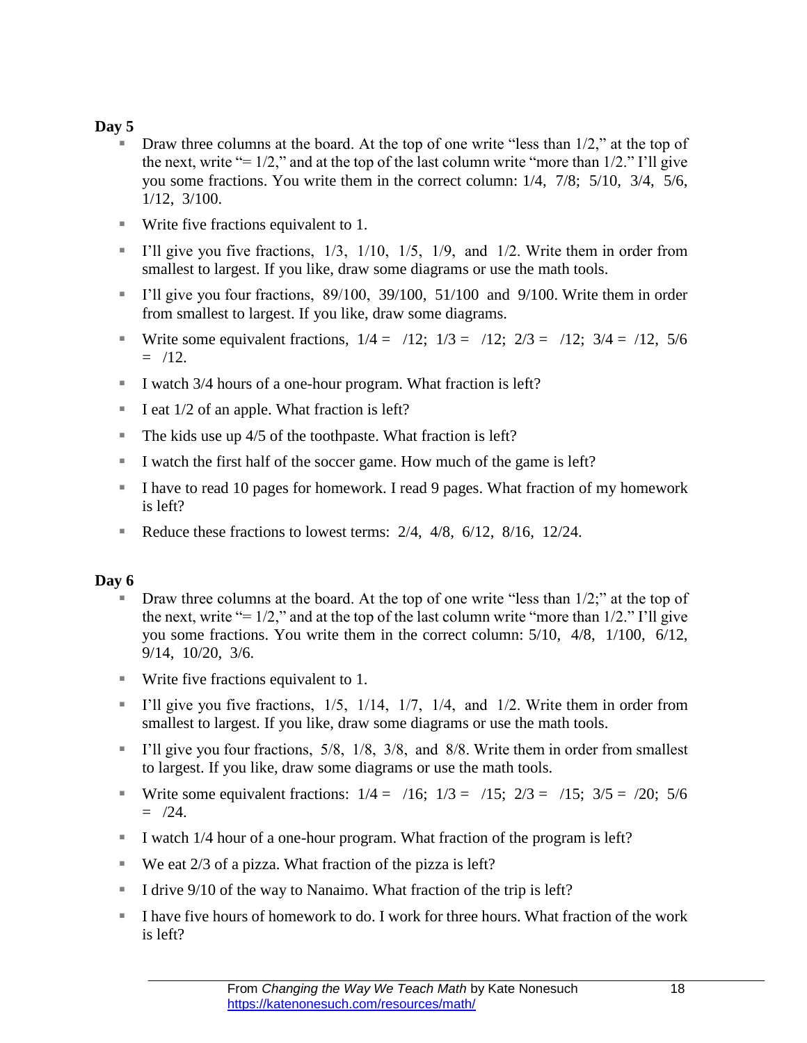**Day 5**

- Draw three columns at the board. At the top of one write "less than 1/2," at the top of the next, write "= 1/2," and at the top of the last column write "more than 1/2." I'll give you some fractions. You write them in the correct column: 1/4, 7/8; 5/10, 3/4, 5/6, 1/12, 3/100.
- Write five fractions equivalent to 1.
- I'll give you five fractions, 1/3, 1/10, 1/5, 1/9, and 1/2. Write them in order from smallest to largest. If you like, draw some diagrams or use the math tools.
- I'll give you four fractions, 89/100, 39/100, 51/100 and 9/100. Write them in order from smallest to largest. If you like, draw some diagrams.
- Write some equivalent fractions, 1/4 = /12; 1/3 = /12; 2/3 = /12; 3/4 = /12, 5/6 = /12.
- I watch 3/4 hours of a one-hour program. What fraction is left?
- I eat 1/2 of an apple. What fraction is left?
- The kids use up 4/5 of the toothpaste. What fraction is left?
- I watch the first half of the soccer game. How much of the game is left?
- I have to read 10 pages for homework. I read 9 pages. What fraction of my homework is left?
- Reduce these fractions to lowest terms: 2/4, 4/8, 6/12, 8/16, 12/24.

**Day 6**

- Draw three columns at the board. At the top of one write "less than 1/2;" at the top of the next, write "= 1/2," and at the top of the last column write "more than 1/2." I'll give you some fractions. You write them in the correct column: 5/10, 4/8, 1/100, 6/12, 9/14, 10/20, 3/6.
- Write five fractions equivalent to 1.
- I'll give you five fractions, 1/5, 1/14, 1/7, 1/4, and 1/2. Write them in order from smallest to largest. If you like, draw some diagrams or use the math tools.
- I'll give you four fractions, 5/8, 1/8, 3/8, and 8/8. Write them in order from smallest to largest. If you like, draw some diagrams or use the math tools.
- Write some equivalent fractions: 1/4 = /16; 1/3 = /15; 2/3 = /15; 3/5 = /20; 5/6 = /24.
- I watch 1/4 hour of a one-hour program. What fraction of the program is left?
- We eat 2/3 of a pizza. What fraction of the pizza is left?
- I drive 9/10 of the way to Nanaimo. What fraction of the trip is left?
- I have five hours of homework to do. I work for three hours. What fraction of the work is left?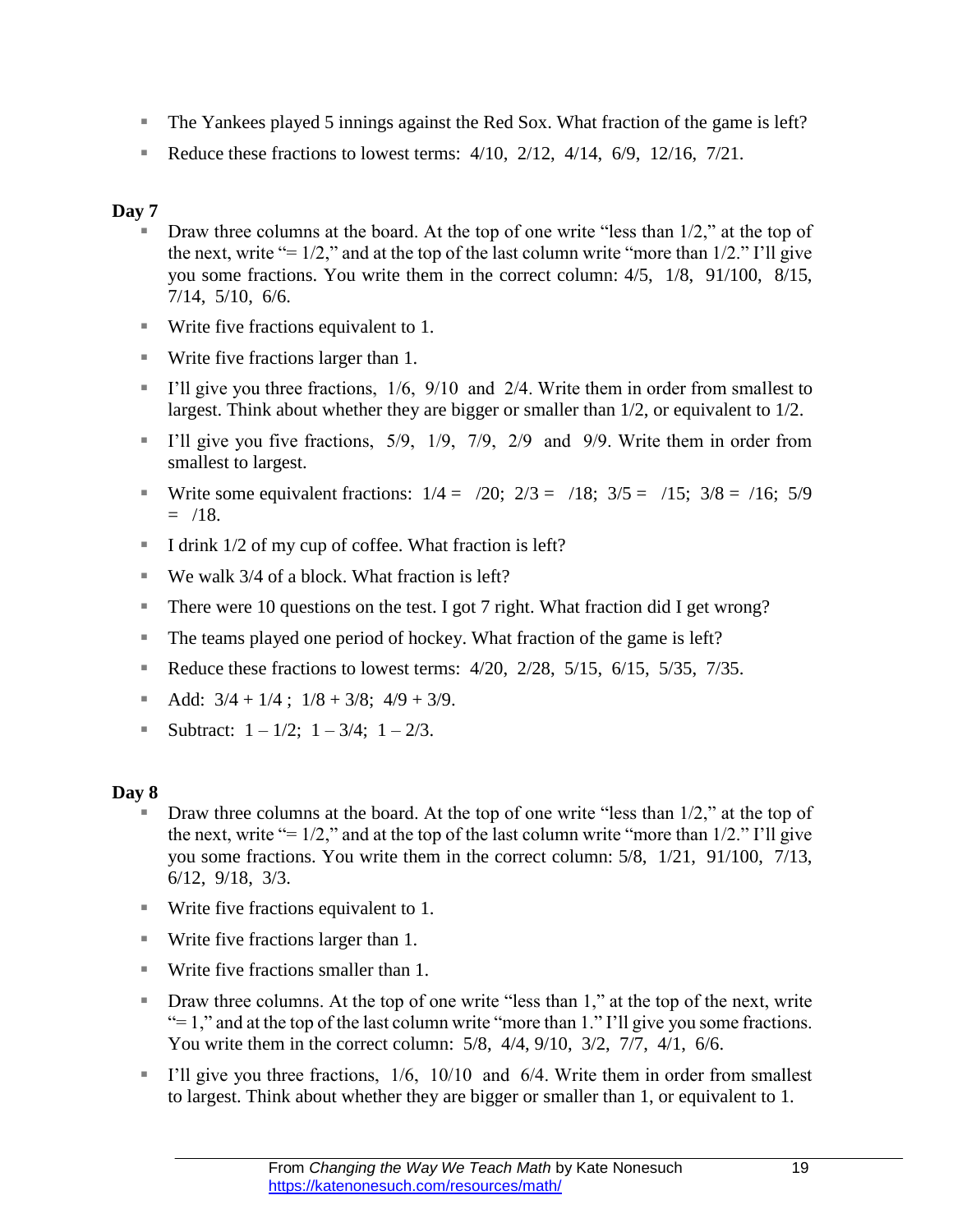- The Yankees played 5 innings against the Red Sox. What fraction of the game is left?
- Reduce these fractions to lowest terms: 4/10, 2/12, 4/14, 6/9, 12/16, 7/21.

**Day 7**

- Draw three columns at the board. At the top of one write "less than 1/2," at the top of the next, write "= 1/2," and at the top of the last column write "more than 1/2." I'll give you some fractions. You write them in the correct column: 4/5, 1/8, 91/100, 8/15, 7/14, 5/10, 6/6.
- Write five fractions equivalent to 1.
- Write five fractions larger than 1.
- I'll give you three fractions, 1/6, 9/10 and 2/4. Write them in order from smallest to largest. Think about whether they are bigger or smaller than 1/2, or equivalent to 1/2.
- I'll give you five fractions, 5/9, 1/9, 7/9, 2/9 and 9/9. Write them in order from smallest to largest.
- Write some equivalent fractions: 1/4 = /20; 2/3 = /18; 3/5 = /15; 3/8 = /16; 5/9 = /18.
- I drink 1/2 of my cup of coffee. What fraction is left?
- We walk 3/4 of a block. What fraction is left?
- There were 10 questions on the test. I got 7 right. What fraction did I get wrong?
- The teams played one period of hockey. What fraction of the game is left?
- Reduce these fractions to lowest terms: 4/20, 2/28, 5/15, 6/15, 5/35, 7/35.
- Add: 3/4 + 1/4 ; 1/8 + 3/8; 4/9 + 3/9.
- Subtract: 1 – 1/2; 1 – 3/4; 1 – 2/3.

**Day 8**

- Draw three columns at the board. At the top of one write "less than 1/2," at the top of the next, write "= 1/2," and at the top of the last column write "more than 1/2." I'll give you some fractions. You write them in the correct column: 5/8, 1/21, 91/100, 7/13, 6/12, 9/18, 3/3.
- Write five fractions equivalent to 1.
- Write five fractions larger than 1.
- Write five fractions smaller than 1.
- Draw three columns. At the top of one write "less than 1," at the top of the next, write "= 1," and at the top of the last column write "more than 1." I'll give you some fractions. You write them in the correct column: 5/8, 4/4, 9/10, 3/2, 7/7, 4/1, 6/6.
- I'll give you three fractions, 1/6, 10/10 and 6/4. Write them in order from smallest to largest. Think about whether they are bigger or smaller than 1, or equivalent to 1.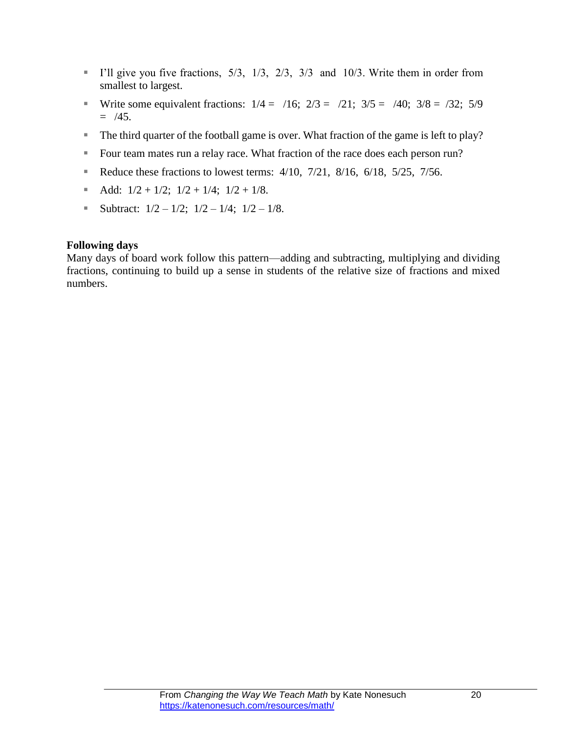- I'll give you five fractions, $5/3$, $1/3$, $2/3$, $3/3$ and $10/3$. Write them in order from smallest to largest.
- Write some equivalent fractions: $1/4 = \ /16$; $2/3 = \ /21$; $3/5 = \ /40$; $3/8 = /32$; $5/9 = \ /45$.
- The third quarter of the football game is over. What fraction of the game is left to play?
- Four team mates run a relay race. What fraction of the race does each person run?
- Reduce these fractions to lowest terms: $4/10$, $7/21$, $8/16$, $6/18$, $5/25$, $7/56$.
- Add: $1/2 + 1/2$; $1/2 + 1/4$; $1/2 + 1/8$.
- Subtract: $1/2 – 1/2$; $1/2 – 1/4$; $1/2 – 1/8$.

**Following days**

Many days of board work follow this pattern—adding and subtracting, multiplying and dividing fractions, continuing to build up a sense in students of the relative size of fractions and mixed numbers.